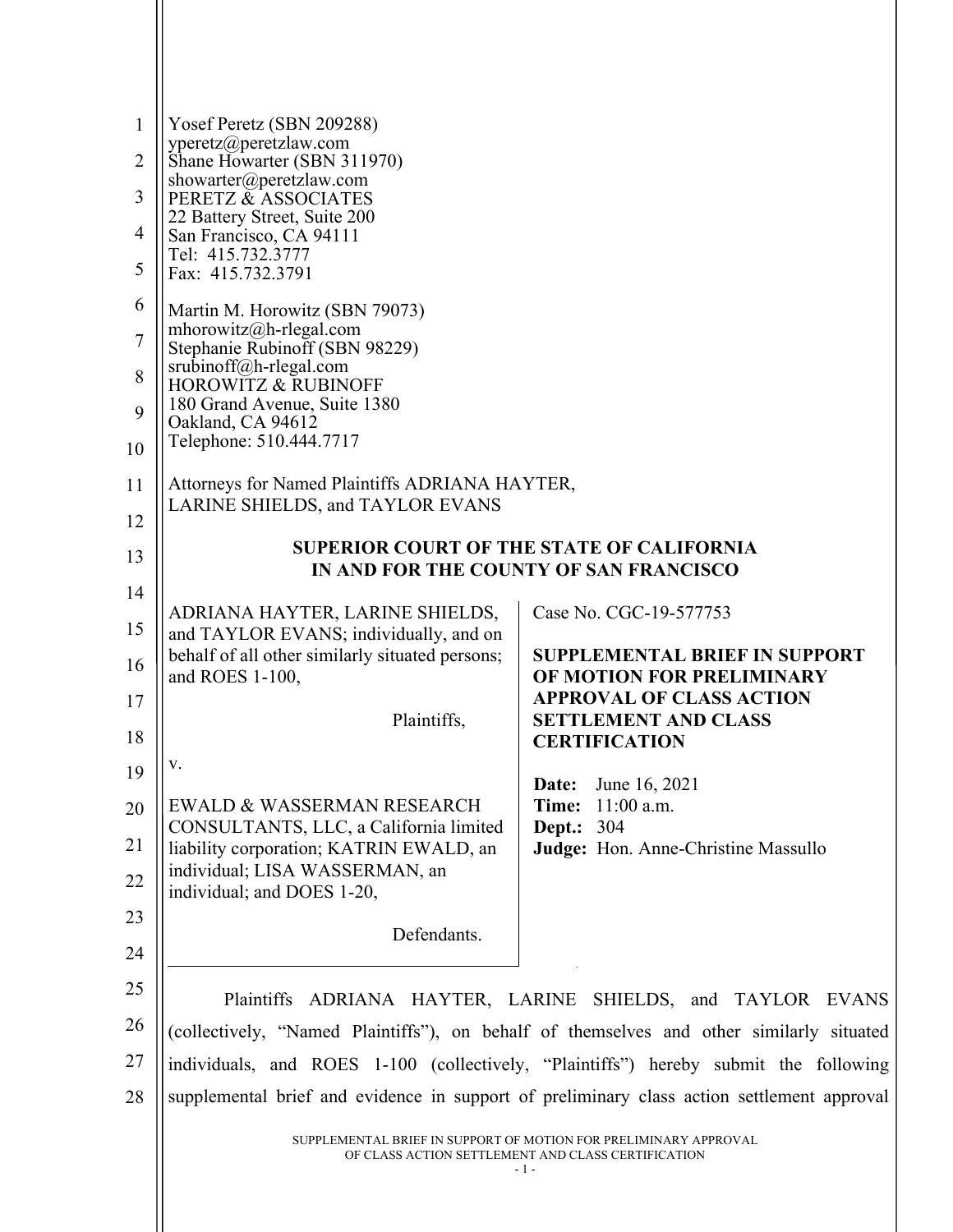Yosef Peretz (SBN 209288)
yperetz@peretzlaw.com
Shane Howarter (SBN 311970)
showarter@peretzlaw.com
PERETZ & ASSOCIATES
22 Battery Street, Suite 200
San Francisco, CA 94111
Tel: 415.732.3777
Fax: 415.732.3791

Martin M. Horowitz (SBN 79073)
mhorowitz@h-rlegal.com
Stephanie Rubinoff (SBN 98229)
srubinoff@h-rlegal.com
HOROWITZ & RUBINOFF
180 Grand Avenue, Suite 1380
Oakland, CA 94612
Telephone: 510.444.7717

Attorneys for Named Plaintiffs ADRIANA HAYTER, LARINE SHIELDS, and TAYLOR EVANS

**SUPERIOR COURT OF THE STATE OF CALIFORNIA**
**IN AND FOR THE COUNTY OF SAN FRANCISCO**

| | |
|---|---|
| ADRIANA HAYTER, LARINE SHIELDS, and TAYLOR EVANS; individually, and on behalf of all other similarly situated persons; and ROES 1-100,<br><br>Plaintiffs,<br><br>v.<br><br>EWALD & WASSERMAN RESEARCH CONSULTANTS, LLC, a California limited liability corporation; KATRIN EWALD, an individual; LISA WASSERMAN, an individual; and DOES 1-20,<br><br>Defendants. | Case No. CGC-19-577753<br><br>**SUPPLEMENTAL BRIEF IN SUPPORT OF MOTION FOR PRELIMINARY APPROVAL OF CLASS ACTION SETTLEMENT AND CLASS CERTIFICATION**<br><br>**Date:** June 16, 2021<br>**Time:** 11:00 a.m.<br>**Dept.:** 304<br>**Judge:** Hon. Anne-Christine Massullo |

Plaintiffs ADRIANA HAYTER, LARINE SHIELDS, and TAYLOR EVANS (collectively, "Named Plaintiffs"), on behalf of themselves and other similarly situated individuals, and ROES 1-100 (collectively, "Plaintiffs") hereby submit the following supplemental brief and evidence in support of preliminary class action settlement approval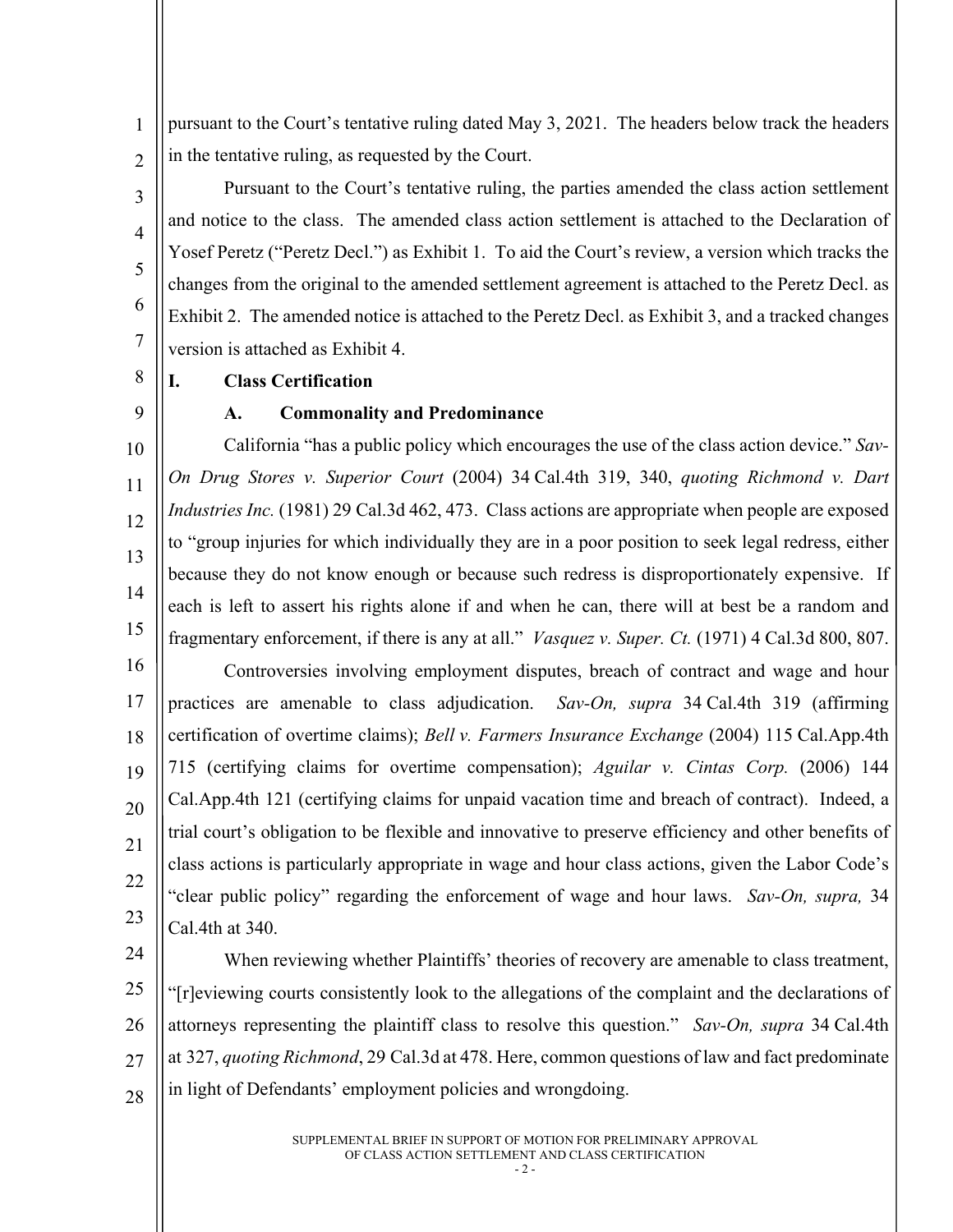pursuant to the Court's tentative ruling dated May 3, 2021. The headers below track the headers in the tentative ruling, as requested by the Court.

Pursuant to the Court's tentative ruling, the parties amended the class action settlement and notice to the class. The amended class action settlement is attached to the Declaration of Yosef Peretz ("Peretz Decl.") as Exhibit 1. To aid the Court's review, a version which tracks the changes from the original to the amended settlement agreement is attached to the Peretz Decl. as Exhibit 2. The amended notice is attached to the Peretz Decl. as Exhibit 3, and a tracked changes version is attached as Exhibit 4.

## I. Class Certification

### A. Commonality and Predominance

California "has a public policy which encourages the use of the class action device." *Sav-On Drug Stores v. Superior Court* (2004) 34 Cal.4th 319, 340, *quoting Richmond v. Dart Industries Inc.* (1981) 29 Cal.3d 462, 473. Class actions are appropriate when people are exposed to "group injuries for which individually they are in a poor position to seek legal redress, either because they do not know enough or because such redress is disproportionately expensive. If each is left to assert his rights alone if and when he can, there will at best be a random and fragmentary enforcement, if there is any at all." *Vasquez v. Super. Ct.* (1971) 4 Cal.3d 800, 807.

Controversies involving employment disputes, breach of contract and wage and hour practices are amenable to class adjudication. *Sav-On, supra* 34 Cal.4th 319 (affirming certification of overtime claims); *Bell v. Farmers Insurance Exchange* (2004) 115 Cal.App.4th 715 (certifying claims for overtime compensation); *Aguilar v. Cintas Corp.* (2006) 144 Cal.App.4th 121 (certifying claims for unpaid vacation time and breach of contract). Indeed, a trial court's obligation to be flexible and innovative to preserve efficiency and other benefits of class actions is particularly appropriate in wage and hour class actions, given the Labor Code's "clear public policy" regarding the enforcement of wage and hour laws. *Sav-On, supra,* 34 Cal.4th at 340.

When reviewing whether Plaintiffs' theories of recovery are amenable to class treatment, "[r]eviewing courts consistently look to the allegations of the complaint and the declarations of attorneys representing the plaintiff class to resolve this question." *Sav-On, supra* 34 Cal.4th at 327, *quoting Richmond*, 29 Cal.3d at 478. Here, common questions of law and fact predominate in light of Defendants' employment policies and wrongdoing.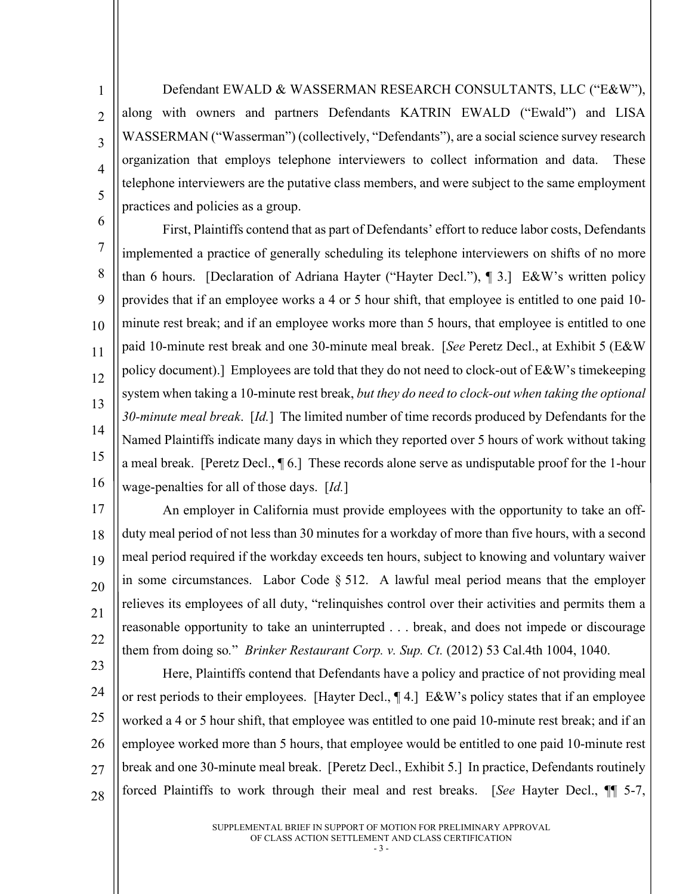Defendant EWALD & WASSERMAN RESEARCH CONSULTANTS, LLC ("E&W"), along with owners and partners Defendants KATRIN EWALD ("Ewald") and LISA WASSERMAN ("Wasserman") (collectively, "Defendants"), are a social science survey research organization that employs telephone interviewers to collect information and data. These telephone interviewers are the putative class members, and were subject to the same employment practices and policies as a group.

First, Plaintiffs contend that as part of Defendants' effort to reduce labor costs, Defendants implemented a practice of generally scheduling its telephone interviewers on shifts of no more than 6 hours. [Declaration of Adriana Hayter ("Hayter Decl."), ¶ 3.] E&W's written policy provides that if an employee works a 4 or 5 hour shift, that employee is entitled to one paid 10-minute rest break; and if an employee works more than 5 hours, that employee is entitled to one paid 10-minute rest break and one 30-minute meal break. [*See* Peretz Decl., at Exhibit 5 (E&W policy document).] Employees are told that they do not need to clock-out of E&W's timekeeping system when taking a 10-minute rest break, *but they do need to clock-out when taking the optional 30-minute meal break*. [*Id.*] The limited number of time records produced by Defendants for the Named Plaintiffs indicate many days in which they reported over 5 hours of work without taking a meal break. [Peretz Decl., ¶ 6.] These records alone serve as undisputable proof for the 1-hour wage-penalties for all of those days. [*Id.*]

An employer in California must provide employees with the opportunity to take an off-duty meal period of not less than 30 minutes for a workday of more than five hours, with a second meal period required if the workday exceeds ten hours, subject to knowing and voluntary waiver in some circumstances. Labor Code § 512. A lawful meal period means that the employer relieves its employees of all duty, "relinquishes control over their activities and permits them a reasonable opportunity to take an uninterrupted . . . break, and does not impede or discourage them from doing so." *Brinker Restaurant Corp. v. Sup. Ct.* (2012) 53 Cal.4th 1004, 1040.

Here, Plaintiffs contend that Defendants have a policy and practice of not providing meal or rest periods to their employees. [Hayter Decl., ¶ 4.] E&W's policy states that if an employee worked a 4 or 5 hour shift, that employee was entitled to one paid 10-minute rest break; and if an employee worked more than 5 hours, that employee would be entitled to one paid 10-minute rest break and one 30-minute meal break. [Peretz Decl., Exhibit 5.] In practice, Defendants routinely forced Plaintiffs to work through their meal and rest breaks. [*See* Hayter Decl., ¶¶ 5-7,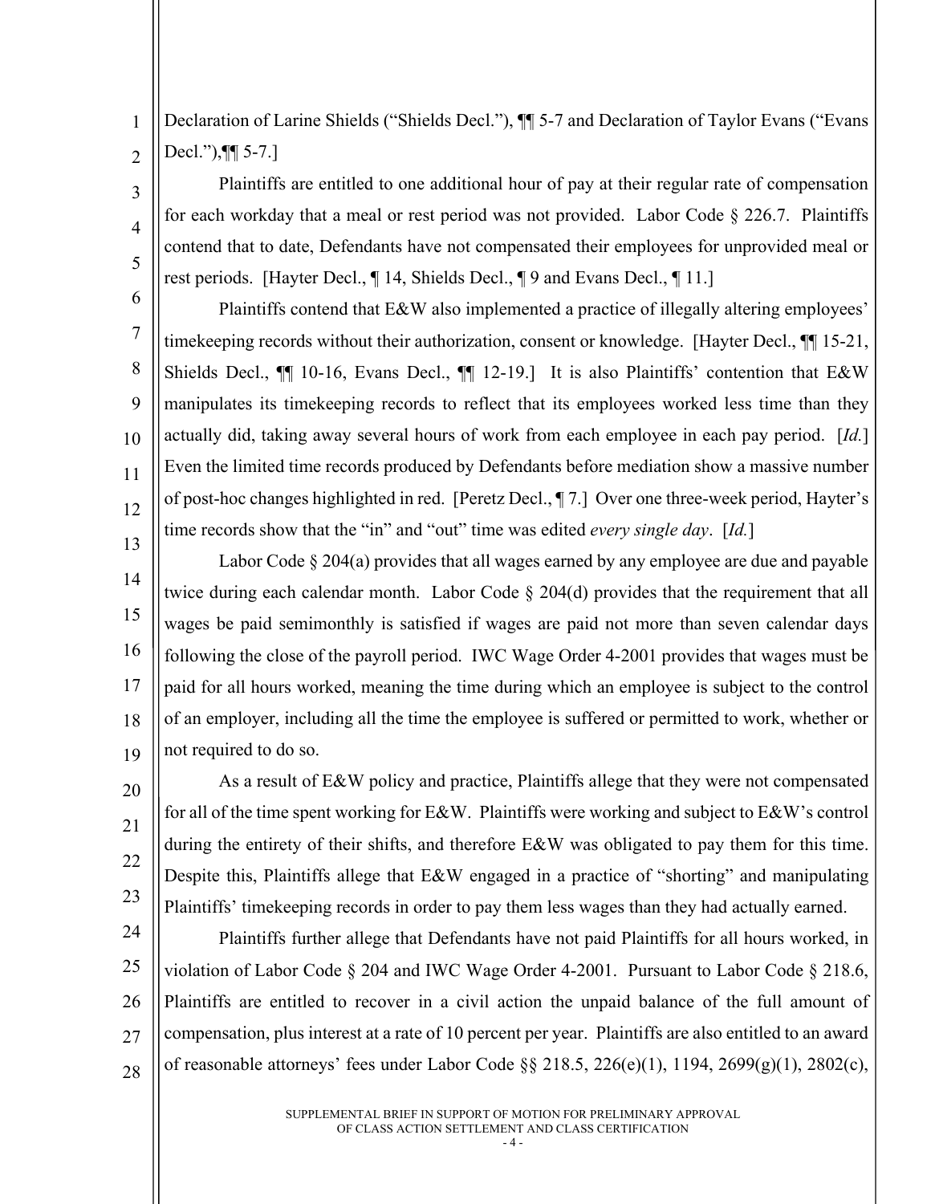Declaration of Larine Shields ("Shields Decl."), ¶¶ 5-7 and Declaration of Taylor Evans ("Evans Decl."),¶¶ 5-7.]

Plaintiffs are entitled to one additional hour of pay at their regular rate of compensation for each workday that a meal or rest period was not provided. Labor Code § 226.7. Plaintiffs contend that to date, Defendants have not compensated their employees for unprovided meal or rest periods. [Hayter Decl., ¶ 14, Shields Decl., ¶ 9 and Evans Decl., ¶ 11.]

Plaintiffs contend that E&W also implemented a practice of illegally altering employees' timekeeping records without their authorization, consent or knowledge. [Hayter Decl., ¶¶ 15-21, Shields Decl., ¶¶ 10-16, Evans Decl., ¶¶ 12-19.] It is also Plaintiffs' contention that E&W manipulates its timekeeping records to reflect that its employees worked less time than they actually did, taking away several hours of work from each employee in each pay period. [*Id.*] Even the limited time records produced by Defendants before mediation show a massive number of post-hoc changes highlighted in red. [Peretz Decl., ¶ 7.] Over one three-week period, Hayter's time records show that the "in" and "out" time was edited *every single day*. [*Id.*]

Labor Code § 204(a) provides that all wages earned by any employee are due and payable twice during each calendar month. Labor Code § 204(d) provides that the requirement that all wages be paid semimonthly is satisfied if wages are paid not more than seven calendar days following the close of the payroll period. IWC Wage Order 4-2001 provides that wages must be paid for all hours worked, meaning the time during which an employee is subject to the control of an employer, including all the time the employee is suffered or permitted to work, whether or not required to do so.

As a result of E&W policy and practice, Plaintiffs allege that they were not compensated for all of the time spent working for E&W. Plaintiffs were working and subject to E&W's control during the entirety of their shifts, and therefore E&W was obligated to pay them for this time. Despite this, Plaintiffs allege that E&W engaged in a practice of "shorting" and manipulating Plaintiffs' timekeeping records in order to pay them less wages than they had actually earned.

Plaintiffs further allege that Defendants have not paid Plaintiffs for all hours worked, in violation of Labor Code § 204 and IWC Wage Order 4-2001. Pursuant to Labor Code § 218.6, Plaintiffs are entitled to recover in a civil action the unpaid balance of the full amount of compensation, plus interest at a rate of 10 percent per year. Plaintiffs are also entitled to an award of reasonable attorneys' fees under Labor Code §§ 218.5, 226(e)(1), 1194, 2699(g)(1), 2802(c),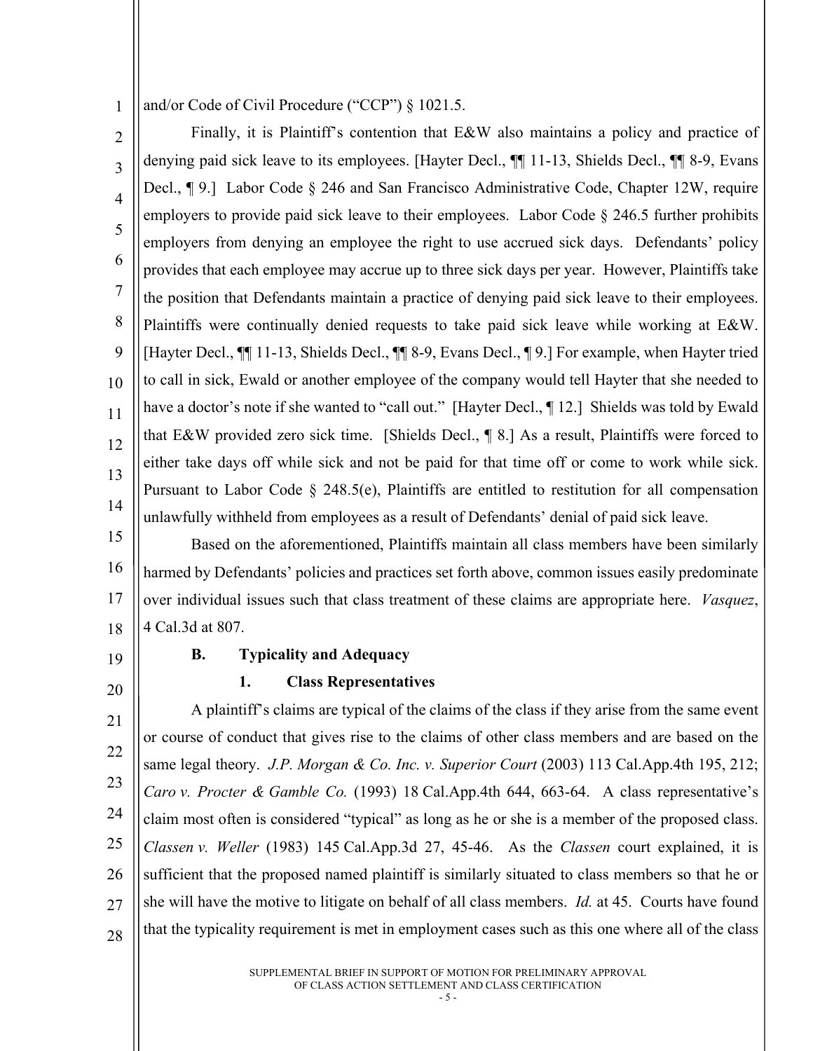and/or Code of Civil Procedure ("CCP") § 1021.5.

Finally, it is Plaintiff's contention that E&W also maintains a policy and practice of denying paid sick leave to its employees. [Hayter Decl., ¶¶ 11-13, Shields Decl., ¶¶ 8-9, Evans Decl., ¶ 9.] Labor Code § 246 and San Francisco Administrative Code, Chapter 12W, require employers to provide paid sick leave to their employees. Labor Code § 246.5 further prohibits employers from denying an employee the right to use accrued sick days. Defendants' policy provides that each employee may accrue up to three sick days per year. However, Plaintiffs take the position that Defendants maintain a practice of denying paid sick leave to their employees. Plaintiffs were continually denied requests to take paid sick leave while working at E&W. [Hayter Decl., ¶¶ 11-13, Shields Decl., ¶¶ 8-9, Evans Decl., ¶ 9.] For example, when Hayter tried to call in sick, Ewald or another employee of the company would tell Hayter that she needed to have a doctor's note if she wanted to "call out." [Hayter Decl., ¶ 12.] Shields was told by Ewald that E&W provided zero sick time. [Shields Decl., ¶ 8.] As a result, Plaintiffs were forced to either take days off while sick and not be paid for that time off or come to work while sick. Pursuant to Labor Code § 248.5(e), Plaintiffs are entitled to restitution for all compensation unlawfully withheld from employees as a result of Defendants' denial of paid sick leave.

Based on the aforementioned, Plaintiffs maintain all class members have been similarly harmed by Defendants' policies and practices set forth above, common issues easily predominate over individual issues such that class treatment of these claims are appropriate here. *Vasquez*, 4 Cal.3d at 807.

### B. Typicality and Adequacy

#### 1. Class Representatives

A plaintiff's claims are typical of the claims of the class if they arise from the same event or course of conduct that gives rise to the claims of other class members and are based on the same legal theory. *J.P. Morgan & Co. Inc. v. Superior Court* (2003) 113 Cal.App.4th 195, 212; *Caro v. Procter & Gamble Co.* (1993) 18 Cal.App.4th 644, 663-64. A class representative's claim most often is considered "typical" as long as he or she is a member of the proposed class. *Classen v. Weller* (1983) 145 Cal.App.3d 27, 45-46. As the *Classen* court explained, it is sufficient that the proposed named plaintiff is similarly situated to class members so that he or she will have the motive to litigate on behalf of all class members. *Id.* at 45. Courts have found that the typicality requirement is met in employment cases such as this one where all of the class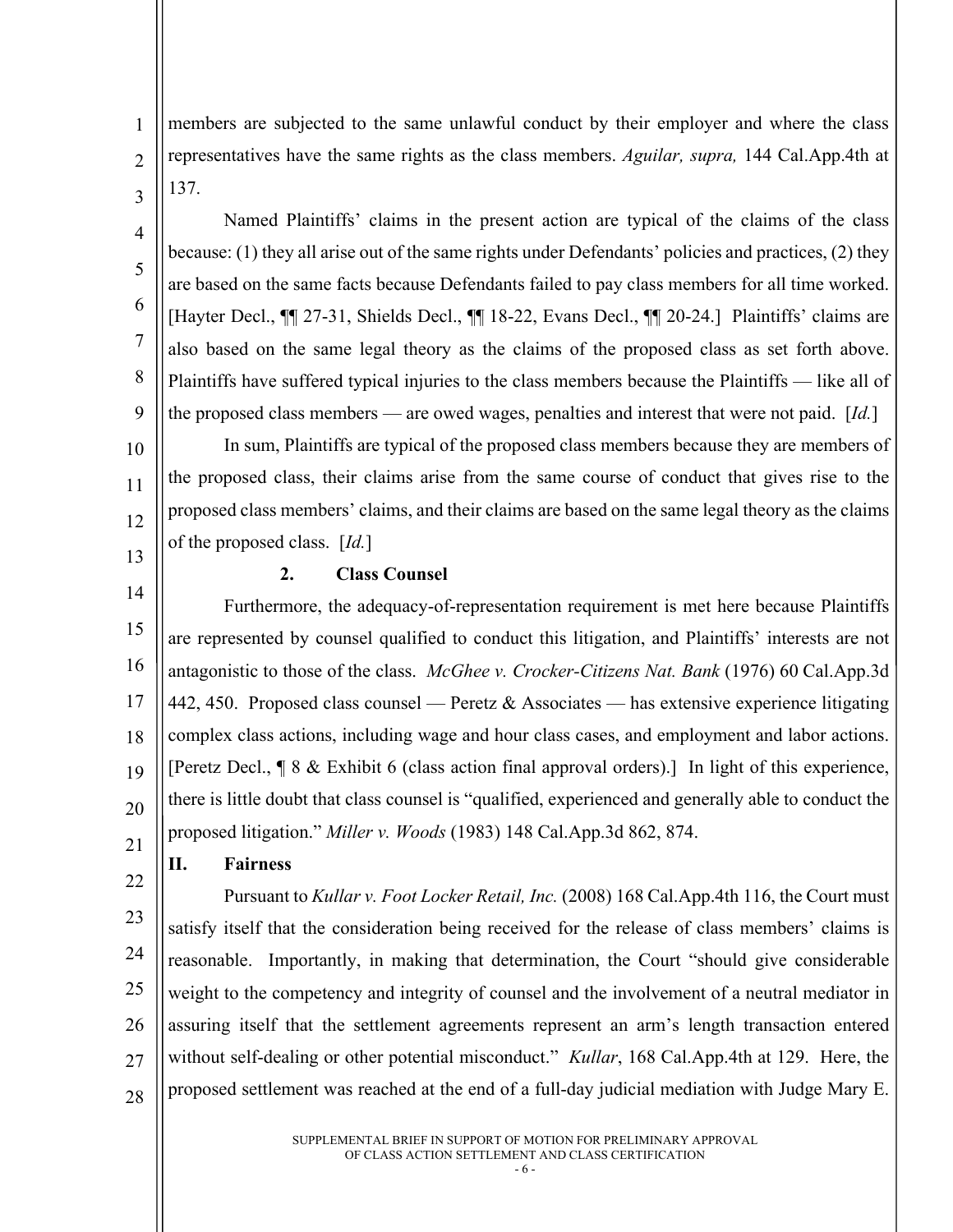members are subjected to the same unlawful conduct by their employer and where the class representatives have the same rights as the class members. *Aguilar, supra,* 144 Cal.App.4th at 137.

Named Plaintiffs' claims in the present action are typical of the claims of the class because: (1) they all arise out of the same rights under Defendants' policies and practices, (2) they are based on the same facts because Defendants failed to pay class members for all time worked. [Hayter Decl., ¶¶ 27-31, Shields Decl., ¶¶ 18-22, Evans Decl., ¶¶ 20-24.] Plaintiffs' claims are also based on the same legal theory as the claims of the proposed class as set forth above. Plaintiffs have suffered typical injuries to the class members because the Plaintiffs — like all of the proposed class members — are owed wages, penalties and interest that were not paid. [*Id.*]

In sum, Plaintiffs are typical of the proposed class members because they are members of the proposed class, their claims arise from the same course of conduct that gives rise to the proposed class members' claims, and their claims are based on the same legal theory as the claims of the proposed class. [*Id.*]

### 2. Class Counsel

Furthermore, the adequacy-of-representation requirement is met here because Plaintiffs are represented by counsel qualified to conduct this litigation, and Plaintiffs' interests are not antagonistic to those of the class. *McGhee v. Crocker-Citizens Nat. Bank* (1976) 60 Cal.App.3d 442, 450. Proposed class counsel — Peretz & Associates — has extensive experience litigating complex class actions, including wage and hour class cases, and employment and labor actions. [Peretz Decl., ¶ 8 & Exhibit 6 (class action final approval orders).] In light of this experience, there is little doubt that class counsel is "qualified, experienced and generally able to conduct the proposed litigation." *Miller v. Woods* (1983) 148 Cal.App.3d 862, 874.

## II. Fairness

Pursuant to *Kullar v. Foot Locker Retail, Inc.* (2008) 168 Cal.App.4th 116, the Court must satisfy itself that the consideration being received for the release of class members' claims is reasonable. Importantly, in making that determination, the Court "should give considerable weight to the competency and integrity of counsel and the involvement of a neutral mediator in assuring itself that the settlement agreements represent an arm's length transaction entered without self-dealing or other potential misconduct." *Kullar*, 168 Cal.App.4th at 129. Here, the proposed settlement was reached at the end of a full-day judicial mediation with Judge Mary E.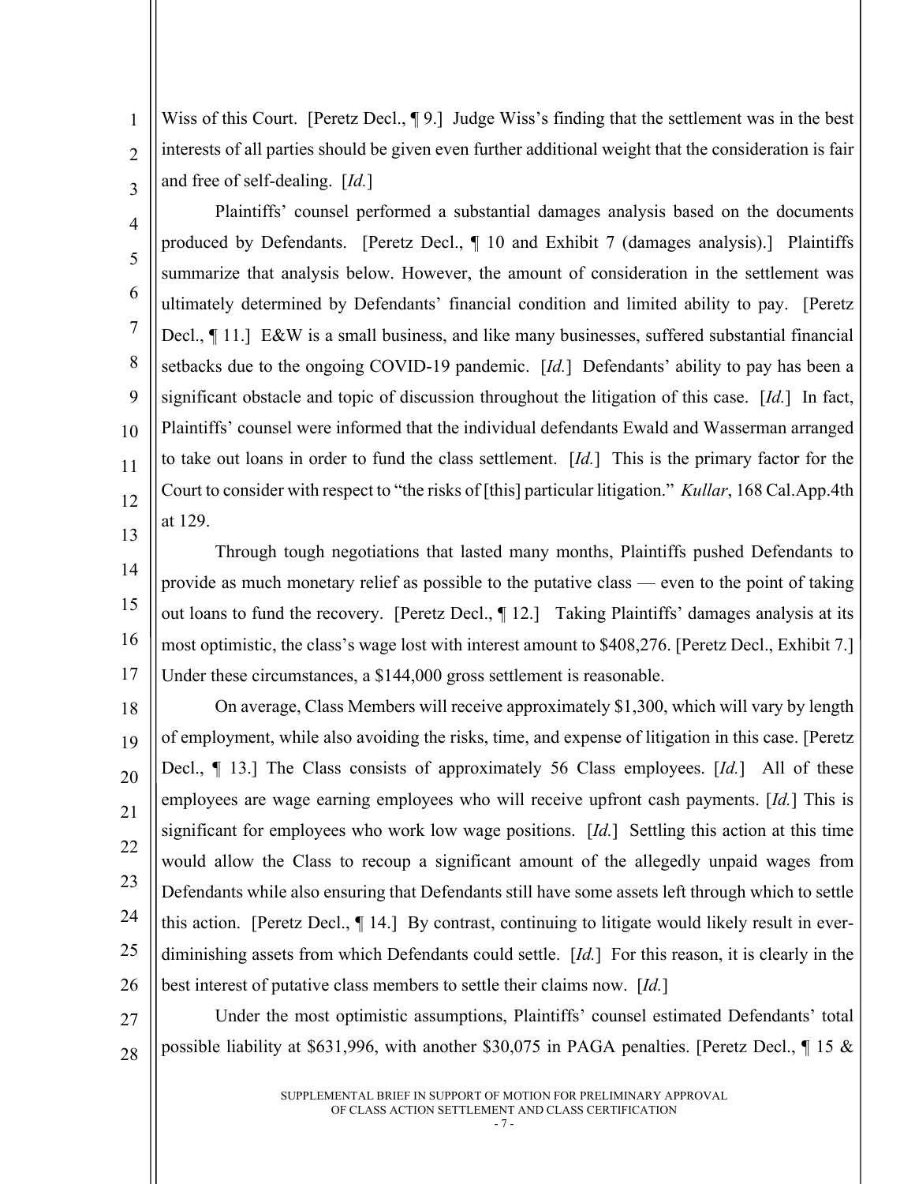Wiss of this Court. [Peretz Decl., ¶ 9.] Judge Wiss's finding that the settlement was in the best interests of all parties should be given even further additional weight that the consideration is fair and free of self-dealing. [*Id.*]

Plaintiffs' counsel performed a substantial damages analysis based on the documents produced by Defendants. [Peretz Decl., ¶ 10 and Exhibit 7 (damages analysis).] Plaintiffs summarize that analysis below. However, the amount of consideration in the settlement was ultimately determined by Defendants' financial condition and limited ability to pay. [Peretz Decl., ¶ 11.] E&W is a small business, and like many businesses, suffered substantial financial setbacks due to the ongoing COVID-19 pandemic. [*Id.*] Defendants' ability to pay has been a significant obstacle and topic of discussion throughout the litigation of this case. [*Id.*] In fact, Plaintiffs' counsel were informed that the individual defendants Ewald and Wasserman arranged to take out loans in order to fund the class settlement. [*Id.*] This is the primary factor for the Court to consider with respect to "the risks of [this] particular litigation." *Kullar*, 168 Cal.App.4th at 129.

Through tough negotiations that lasted many months, Plaintiffs pushed Defendants to provide as much monetary relief as possible to the putative class — even to the point of taking out loans to fund the recovery. [Peretz Decl., ¶ 12.] Taking Plaintiffs' damages analysis at its most optimistic, the class's wage lost with interest amount to $408,276. [Peretz Decl., Exhibit 7.] Under these circumstances, a $144,000 gross settlement is reasonable.

On average, Class Members will receive approximately $1,300, which will vary by length of employment, while also avoiding the risks, time, and expense of litigation in this case. [Peretz Decl., ¶ 13.] The Class consists of approximately 56 Class employees. [*Id.*] All of these employees are wage earning employees who will receive upfront cash payments. [*Id.*] This is significant for employees who work low wage positions. [*Id.*] Settling this action at this time would allow the Class to recoup a significant amount of the allegedly unpaid wages from Defendants while also ensuring that Defendants still have some assets left through which to settle this action. [Peretz Decl., ¶ 14.] By contrast, continuing to litigate would likely result in ever-diminishing assets from which Defendants could settle. [*Id.*] For this reason, it is clearly in the best interest of putative class members to settle their claims now. [*Id.*]

Under the most optimistic assumptions, Plaintiffs' counsel estimated Defendants' total possible liability at $631,996, with another $30,075 in PAGA penalties. [Peretz Decl., ¶ 15 &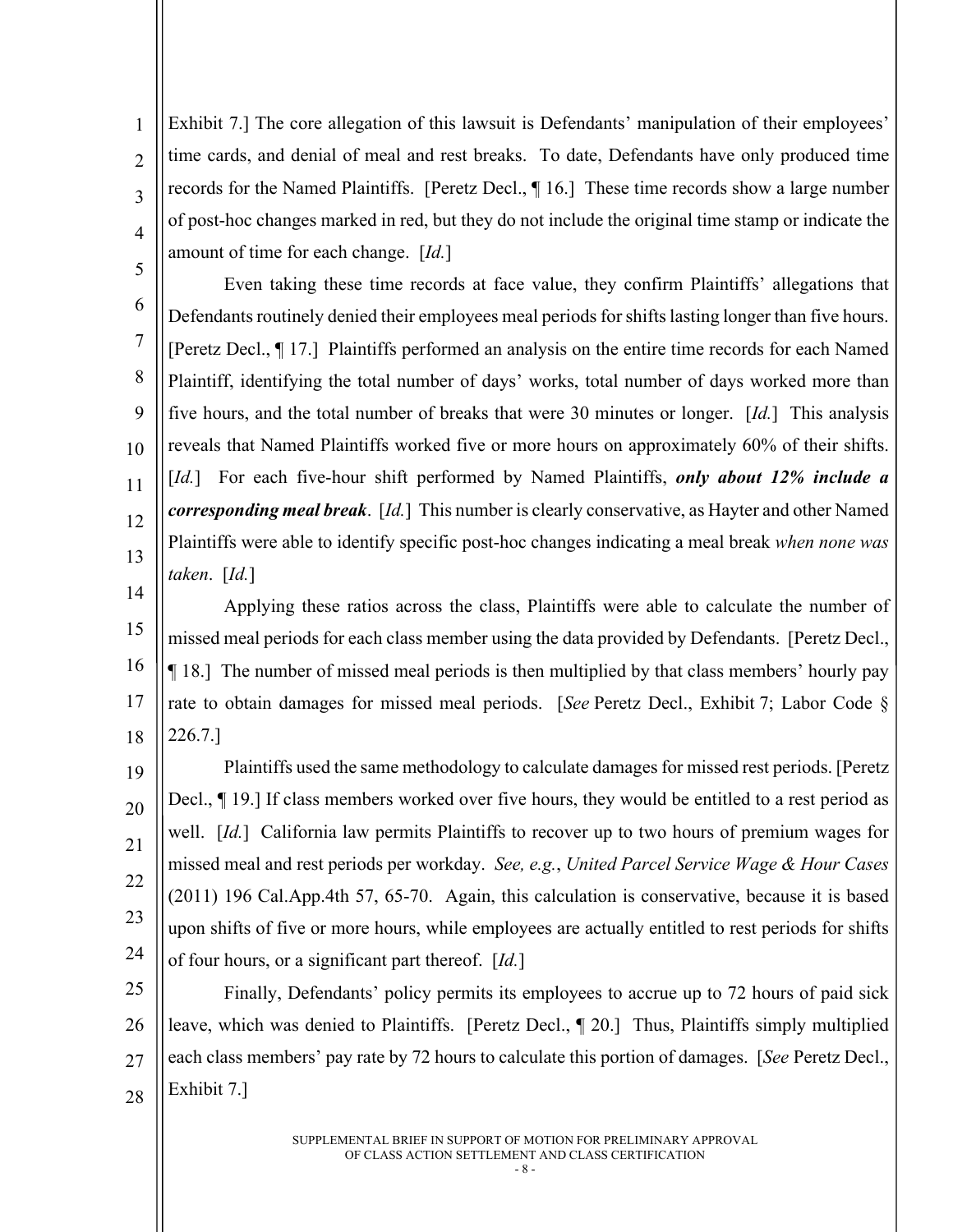Exhibit 7.] The core allegation of this lawsuit is Defendants' manipulation of their employees' time cards, and denial of meal and rest breaks. To date, Defendants have only produced time records for the Named Plaintiffs. [Peretz Decl., ¶ 16.] These time records show a large number of post-hoc changes marked in red, but they do not include the original time stamp or indicate the amount of time for each change. [*Id.*]

Even taking these time records at face value, they confirm Plaintiffs' allegations that Defendants routinely denied their employees meal periods for shifts lasting longer than five hours. [Peretz Decl., ¶ 17.] Plaintiffs performed an analysis on the entire time records for each Named Plaintiff, identifying the total number of days' works, total number of days worked more than five hours, and the total number of breaks that were 30 minutes or longer. [*Id.*] This analysis reveals that Named Plaintiffs worked five or more hours on approximately 60% of their shifts. [*Id.*] For each five-hour shift performed by Named Plaintiffs, ***only about 12% include a corresponding meal break***. [*Id.*] This number is clearly conservative, as Hayter and other Named Plaintiffs were able to identify specific post-hoc changes indicating a meal break *when none was taken*. [*Id.*]

Applying these ratios across the class, Plaintiffs were able to calculate the number of missed meal periods for each class member using the data provided by Defendants. [Peretz Decl., ¶ 18.] The number of missed meal periods is then multiplied by that class members' hourly pay rate to obtain damages for missed meal periods. [*See* Peretz Decl., Exhibit 7; Labor Code § 226.7.]

Plaintiffs used the same methodology to calculate damages for missed rest periods. [Peretz Decl., ¶ 19.] If class members worked over five hours, they would be entitled to a rest period as well. [*Id.*] California law permits Plaintiffs to recover up to two hours of premium wages for missed meal and rest periods per workday. *See, e.g.*, *United Parcel Service Wage & Hour Cases* (2011) 196 Cal.App.4th 57, 65-70. Again, this calculation is conservative, because it is based upon shifts of five or more hours, while employees are actually entitled to rest periods for shifts of four hours, or a significant part thereof. [*Id.*]

Finally, Defendants' policy permits its employees to accrue up to 72 hours of paid sick leave, which was denied to Plaintiffs. [Peretz Decl., ¶ 20.] Thus, Plaintiffs simply multiplied each class members' pay rate by 72 hours to calculate this portion of damages. [*See* Peretz Decl., Exhibit 7.]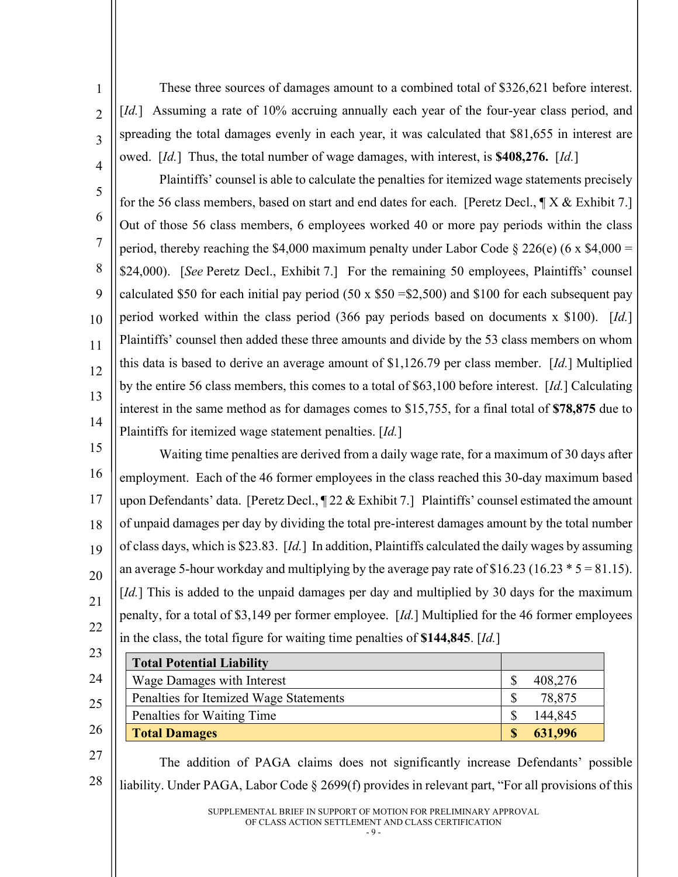These three sources of damages amount to a combined total of $326,621 before interest. [*Id.*] Assuming a rate of 10% accruing annually each year of the four-year class period, and spreading the total damages evenly in each year, it was calculated that $81,655 in interest are owed. [*Id.*] Thus, the total number of wage damages, with interest, is **$408,276.** [*Id.*]

Plaintiffs' counsel is able to calculate the penalties for itemized wage statements precisely for the 56 class members, based on start and end dates for each. [Peretz Decl., ¶ X & Exhibit 7.] Out of those 56 class members, 6 employees worked 40 or more pay periods within the class period, thereby reaching the $4,000 maximum penalty under Labor Code § 226(e) (6 x $4,000 = $24,000). [*See* Peretz Decl., Exhibit 7.] For the remaining 50 employees, Plaintiffs' counsel calculated $50 for each initial pay period (50 x $50 =$2,500) and $100 for each subsequent pay period worked within the class period (366 pay periods based on documents x $100). [*Id.*] Plaintiffs' counsel then added these three amounts and divide by the 53 class members on whom this data is based to derive an average amount of $1,126.79 per class member. [*Id.*] Multiplied by the entire 56 class members, this comes to a total of $63,100 before interest. [*Id.*] Calculating interest in the same method as for damages comes to $15,755, for a final total of **$78,875** due to Plaintiffs for itemized wage statement penalties. [*Id.*]

Waiting time penalties are derived from a daily wage rate, for a maximum of 30 days after employment. Each of the 46 former employees in the class reached this 30-day maximum based upon Defendants' data. [Peretz Decl., ¶ 22 & Exhibit 7.] Plaintiffs' counsel estimated the amount of unpaid damages per day by dividing the total pre-interest damages amount by the total number of class days, which is $23.83. [*Id.*] In addition, Plaintiffs calculated the daily wages by assuming an average 5-hour workday and multiplying by the average pay rate of $16.23 (16.23 * 5 = 81.15). [*Id.*] This is added to the unpaid damages per day and multiplied by 30 days for the maximum penalty, for a total of $3,149 per former employee. [*Id.*] Multiplied for the 46 former employees in the class, the total figure for waiting time penalties of **$144,845**. [*Id.*]

| **Total Potential Liability** | |
|---|---|
| Wage Damages with Interest | $ 408,276 |
| Penalties for Itemized Wage Statements | $ 78,875 |
| Penalties for Waiting Time | $ 144,845 |
| **Total Damages** | **$ 631,996** |

The addition of PAGA claims does not significantly increase Defendants' possible liability. Under PAGA, Labor Code § 2699(f) provides in relevant part, "For all provisions of this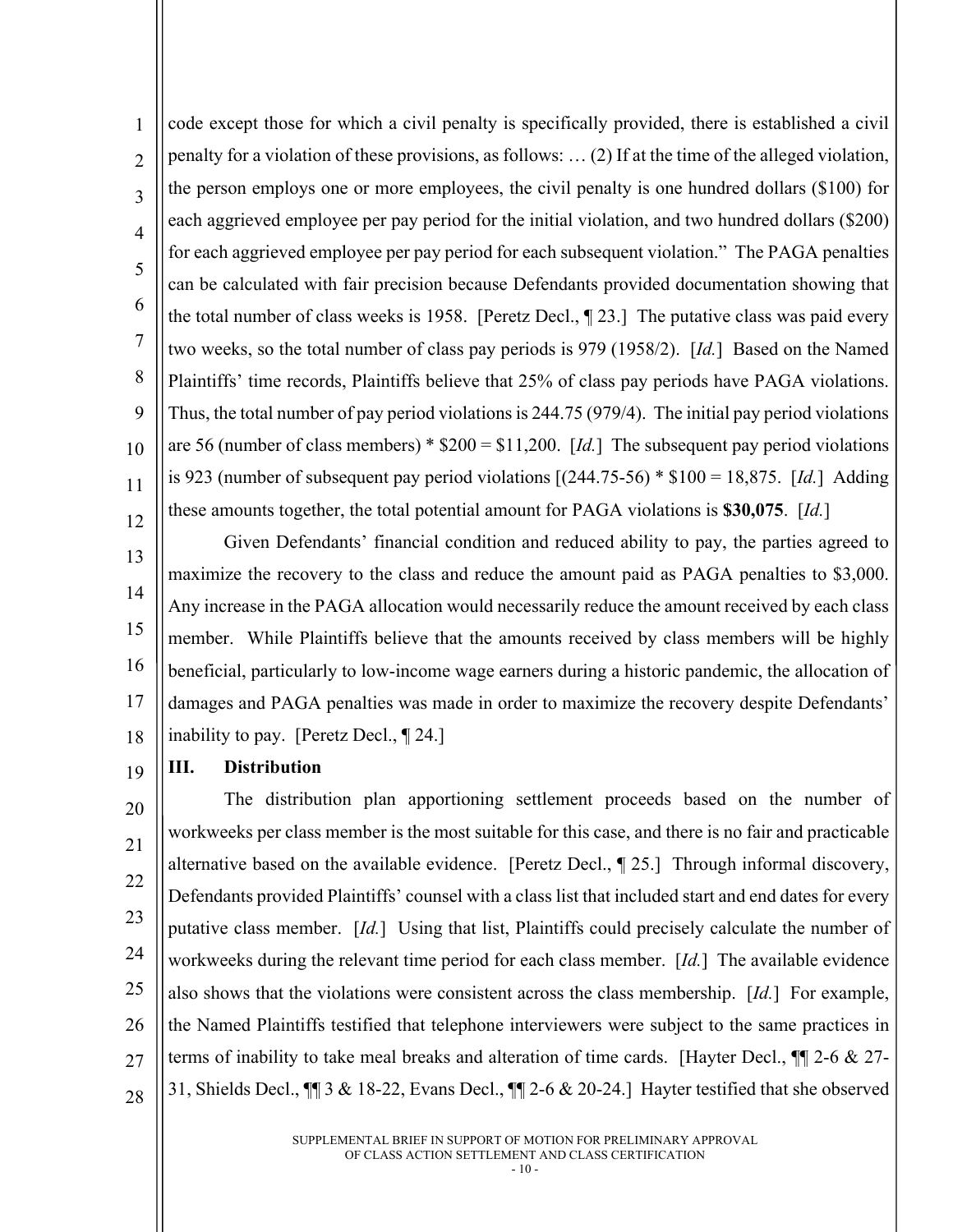code except those for which a civil penalty is specifically provided, there is established a civil penalty for a violation of these provisions, as follows: … (2) If at the time of the alleged violation, the person employs one or more employees, the civil penalty is one hundred dollars ($100) for each aggrieved employee per pay period for the initial violation, and two hundred dollars ($200) for each aggrieved employee per pay period for each subsequent violation." The PAGA penalties can be calculated with fair precision because Defendants provided documentation showing that the total number of class weeks is 1958. [Peretz Decl., ¶ 23.] The putative class was paid every two weeks, so the total number of class pay periods is 979 (1958/2). [*Id.*] Based on the Named Plaintiffs' time records, Plaintiffs believe that 25% of class pay periods have PAGA violations. Thus, the total number of pay period violations is 244.75 (979/4). The initial pay period violations are 56 (number of class members) * $200 = $11,200. [*Id.*] The subsequent pay period violations is 923 (number of subsequent pay period violations [(244.75-56) * $100 = 18,875. [*Id.*] Adding these amounts together, the total potential amount for PAGA violations is **$30,075**. [*Id.*]

Given Defendants' financial condition and reduced ability to pay, the parties agreed to maximize the recovery to the class and reduce the amount paid as PAGA penalties to $3,000. Any increase in the PAGA allocation would necessarily reduce the amount received by each class member. While Plaintiffs believe that the amounts received by class members will be highly beneficial, particularly to low-income wage earners during a historic pandemic, the allocation of damages and PAGA penalties was made in order to maximize the recovery despite Defendants' inability to pay. [Peretz Decl., ¶ 24.]

## III. Distribution

The distribution plan apportioning settlement proceeds based on the number of workweeks per class member is the most suitable for this case, and there is no fair and practicable alternative based on the available evidence. [Peretz Decl., ¶ 25.] Through informal discovery, Defendants provided Plaintiffs' counsel with a class list that included start and end dates for every putative class member. [*Id.*] Using that list, Plaintiffs could precisely calculate the number of workweeks during the relevant time period for each class member. [*Id.*] The available evidence also shows that the violations were consistent across the class membership. [*Id.*] For example, the Named Plaintiffs testified that telephone interviewers were subject to the same practices in terms of inability to take meal breaks and alteration of time cards. [Hayter Decl., ¶¶ 2-6 & 27-31, Shields Decl., ¶¶ 3 & 18-22, Evans Decl., ¶¶ 2-6 & 20-24.] Hayter testified that she observed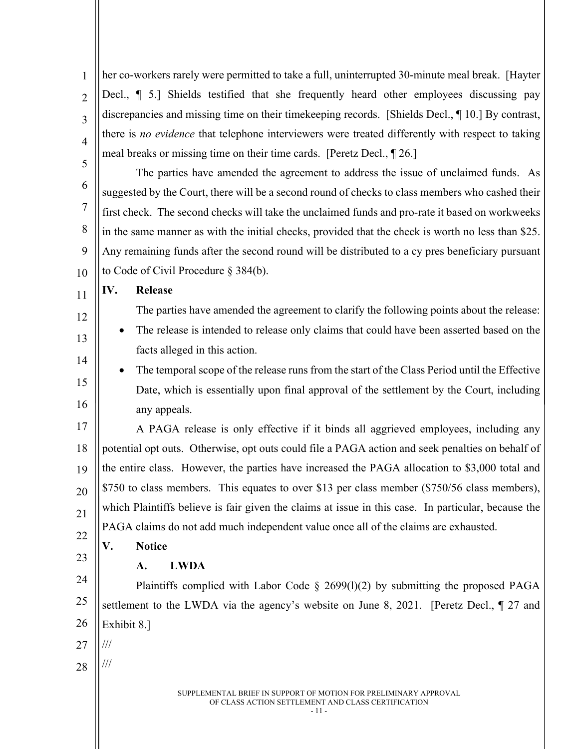her co-workers rarely were permitted to take a full, uninterrupted 30-minute meal break. [Hayter Decl., ¶ 5.] Shields testified that she frequently heard other employees discussing pay discrepancies and missing time on their timekeeping records. [Shields Decl., ¶ 10.] By contrast, there is *no evidence* that telephone interviewers were treated differently with respect to taking meal breaks or missing time on their time cards. [Peretz Decl., ¶ 26.]

The parties have amended the agreement to address the issue of unclaimed funds. As suggested by the Court, there will be a second round of checks to class members who cashed their first check. The second checks will take the unclaimed funds and pro-rate it based on workweeks in the same manner as with the initial checks, provided that the check is worth no less than $25. Any remaining funds after the second round will be distributed to a cy pres beneficiary pursuant to Code of Civil Procedure § 384(b).

## IV. Release

The parties have amended the agreement to clarify the following points about the release:

- The release is intended to release only claims that could have been asserted based on the facts alleged in this action.
- The temporal scope of the release runs from the start of the Class Period until the Effective Date, which is essentially upon final approval of the settlement by the Court, including any appeals.

A PAGA release is only effective if it binds all aggrieved employees, including any potential opt outs. Otherwise, opt outs could file a PAGA action and seek penalties on behalf of the entire class. However, the parties have increased the PAGA allocation to $3,000 total and $750 to class members. This equates to over $13 per class member ($750/56 class members), which Plaintiffs believe is fair given the claims at issue in this case. In particular, because the PAGA claims do not add much independent value once all of the claims are exhausted.

## V. Notice

### A. LWDA

Plaintiffs complied with Labor Code § 2699(l)(2) by submitting the proposed PAGA settlement to the LWDA via the agency's website on June 8, 2021. [Peretz Decl., ¶ 27 and Exhibit 8.]

///

///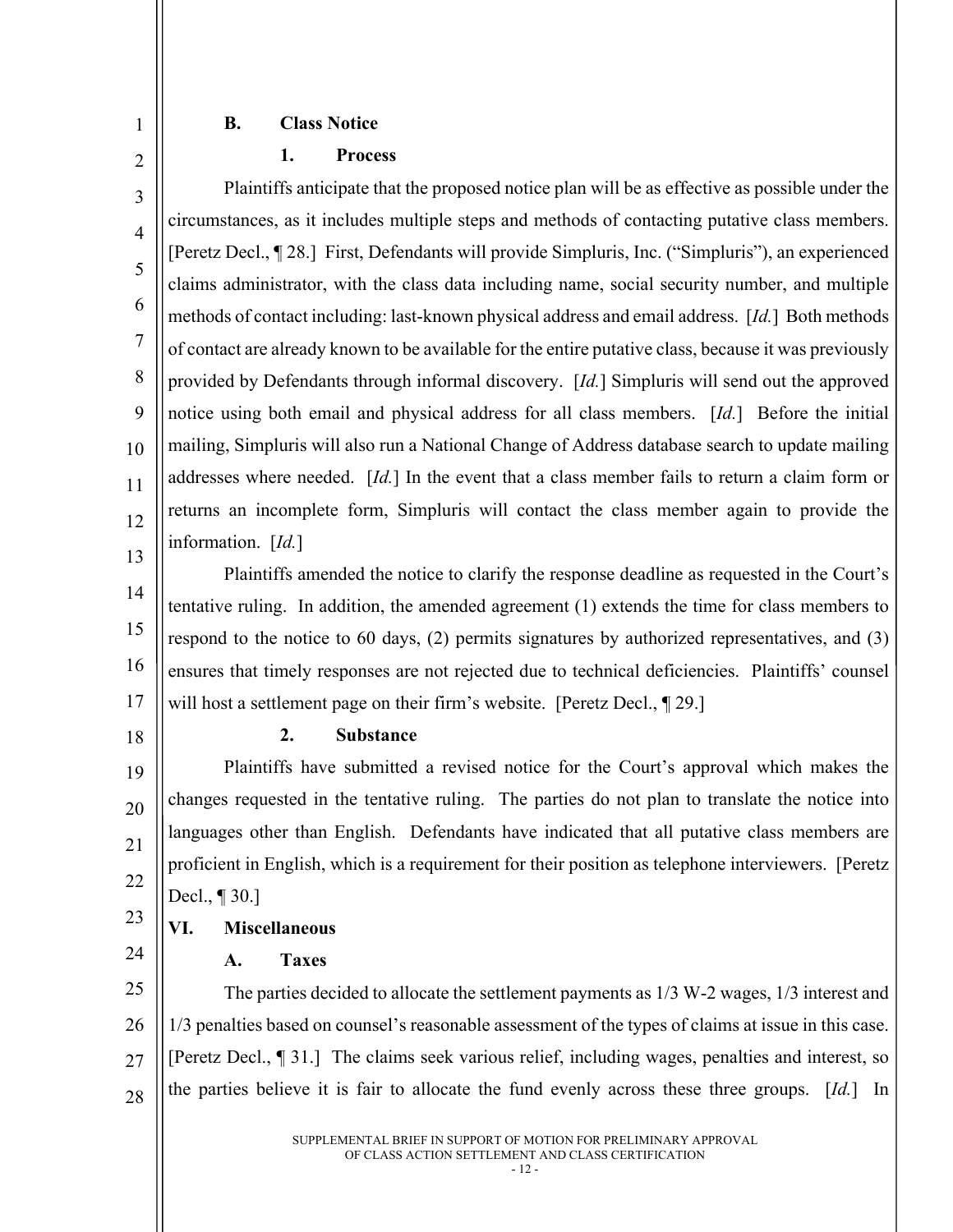### B. Class Notice

#### 1. Process

Plaintiffs anticipate that the proposed notice plan will be as effective as possible under the circumstances, as it includes multiple steps and methods of contacting putative class members. [Peretz Decl., ¶ 28.] First, Defendants will provide Simpluris, Inc. ("Simpluris"), an experienced claims administrator, with the class data including name, social security number, and multiple methods of contact including: last-known physical address and email address. [*Id.*] Both methods of contact are already known to be available for the entire putative class, because it was previously provided by Defendants through informal discovery. [*Id.*] Simpluris will send out the approved notice using both email and physical address for all class members. [*Id.*] Before the initial mailing, Simpluris will also run a National Change of Address database search to update mailing addresses where needed. [*Id.*] In the event that a class member fails to return a claim form or returns an incomplete form, Simpluris will contact the class member again to provide the information. [*Id.*]

Plaintiffs amended the notice to clarify the response deadline as requested in the Court's tentative ruling. In addition, the amended agreement (1) extends the time for class members to respond to the notice to 60 days, (2) permits signatures by authorized representatives, and (3) ensures that timely responses are not rejected due to technical deficiencies. Plaintiffs' counsel will host a settlement page on their firm's website. [Peretz Decl., ¶ 29.]

#### 2. Substance

Plaintiffs have submitted a revised notice for the Court's approval which makes the changes requested in the tentative ruling. The parties do not plan to translate the notice into languages other than English. Defendants have indicated that all putative class members are proficient in English, which is a requirement for their position as telephone interviewers. [Peretz Decl., ¶ 30.]

## VI. Miscellaneous

### A. Taxes

The parties decided to allocate the settlement payments as 1/3 W-2 wages, 1/3 interest and 1/3 penalties based on counsel's reasonable assessment of the types of claims at issue in this case. [Peretz Decl., ¶ 31.] The claims seek various relief, including wages, penalties and interest, so the parties believe it is fair to allocate the fund evenly across these three groups. [*Id.*] In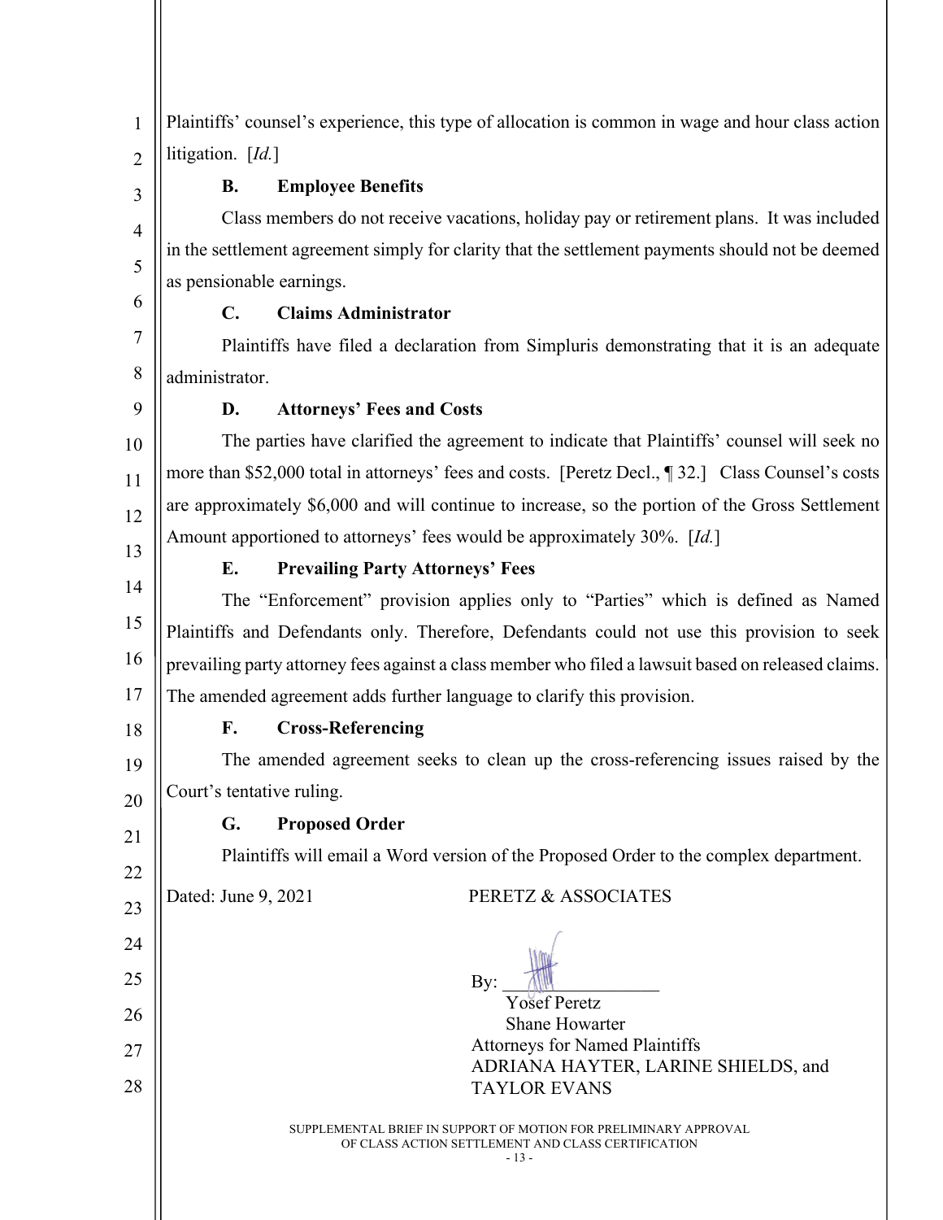Plaintiffs' counsel's experience, this type of allocation is common in wage and hour class action litigation. [*Id.*]

**B. Employee Benefits**

Class members do not receive vacations, holiday pay or retirement plans. It was included in the settlement agreement simply for clarity that the settlement payments should not be deemed as pensionable earnings.

**C. Claims Administrator**

Plaintiffs have filed a declaration from Simpluris demonstrating that it is an adequate administrator.

**D. Attorneys' Fees and Costs**

The parties have clarified the agreement to indicate that Plaintiffs' counsel will seek no more than $52,000 total in attorneys' fees and costs. [Peretz Decl., ¶ 32.] Class Counsel's costs are approximately $6,000 and will continue to increase, so the portion of the Gross Settlement Amount apportioned to attorneys' fees would be approximately 30%. [*Id.*]

**E. Prevailing Party Attorneys' Fees**

The "Enforcement" provision applies only to "Parties" which is defined as Named Plaintiffs and Defendants only. Therefore, Defendants could not use this provision to seek prevailing party attorney fees against a class member who filed a lawsuit based on released claims. The amended agreement adds further language to clarify this provision.

**F. Cross-Referencing**

The amended agreement seeks to clean up the cross-referencing issues raised by the Court's tentative ruling.

**G. Proposed Order**

Plaintiffs will email a Word version of the Proposed Order to the complex department.

Dated: June 9, 2021

PERETZ & ASSOCIATES

By: ____________________
Yosef Peretz
Shane Howarter
Attorneys for Named Plaintiffs
ADRIANA HAYTER, LARINE SHIELDS, and TAYLOR EVANS